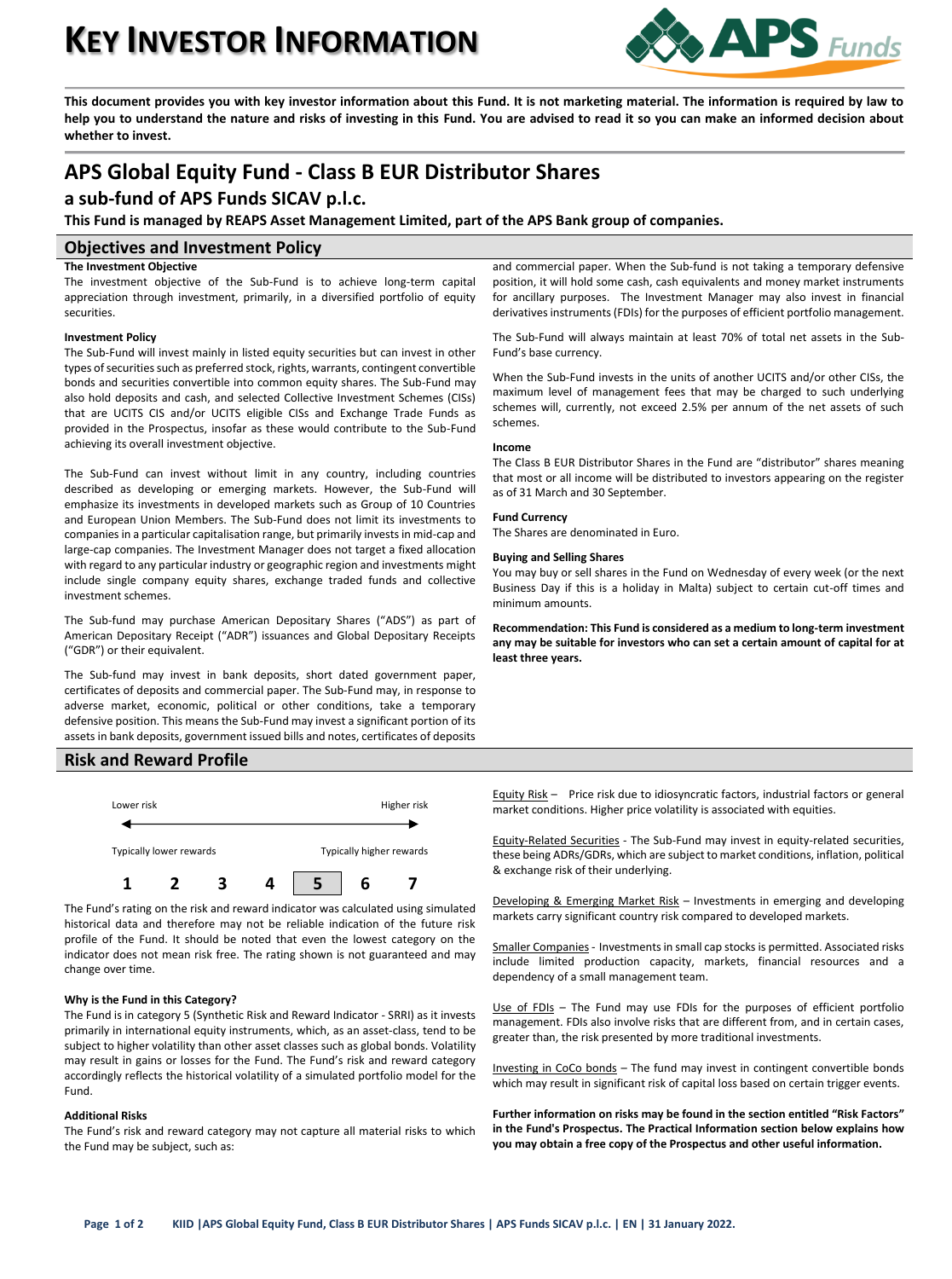# KEY INVESTOR INFORMATION

**This document provides you with key investor information about this Fund. It is not marketing material. The information is required by law to help you to understand the nature and risks of investing in this Fund. You are advised to read it so you can make an informed decision about whether to invest.**

## APS Global Equity Fund - Class B EUR Distributor Shares

### a sub-fund of APS Funds SICAV p.l.c.

**This Fund is managed by REAPS Asset Management Limited, part of the APS Bank group of companies.**

## Objectives and Investment Policy

**The Investment Objective**

The investment objective of the Sub-Fund is to achieve long-term capital appreciation through investment, primarily, in a diversified portfolio of equity securities.

**Investment Policy**

The Sub-Fund will invest mainly in listed equity securities but can invest in other types of securities such as preferred stock, rights, warrants, contingent convertible bonds and securities convertible into common equity shares. The Sub-Fund may also hold deposits and cash, and selected Collective Investment Schemes (CISs) that are UCITS CIS and/or UCITS eligible CISs and Exchange Trade Funds as provided in the Prospectus, insofar as these would contribute to the Sub-Fund achieving its overall investment objective.

The Sub-Fund can invest without limit in any country, including countries described as developing or emerging markets. However, the Sub-Fund will emphasize its investments in developed markets such as Group of 10 Countries and European Union Members. The Sub-Fund does not limit its investments to companies in a particular capitalisation range, but primarily invests in mid-cap and large-cap companies. The Investment Manager does not target a fixed allocation with regard to any particular industry or geographic region and investments might include single company equity shares, exchange traded funds and collective investment schemes.

The Sub-fund may purchase American Depositary Shares ("ADS") as part of American Depositary Receipt ("ADR") issuances and Global Depositary Receipts ("GDR") or their equivalent.

The Sub-fund may invest in bank deposits, short dated government paper, certificates of deposits and commercial paper. The Sub-Fund may, in response to adverse market, economic, political or other conditions, take a temporary defensive position. This means the Sub-Fund may invest a significant portion of its assets in bank deposits, government issued bills and notes, certificates of deposits and commercial paper. When the Sub-fund is not taking a temporary defensive position, it will hold some cash, cash equivalents and money market instruments for ancillary purposes. The Investment Manager may also invest in financial derivatives instruments (FDIs) for the purposes of efficient portfolio management.

The Sub-Fund will always maintain at least 70% of total net assets in the Sub-Fund's base currency.

When the Sub-Fund invests in the units of another UCITS and/or other CISs, the maximum level of management fees that may be charged to such underlying schemes will, currently, not exceed 2.5% per annum of the net assets of such schemes.

**Income**

The Class B EUR Distributor Shares in the Fund are "distributor" shares meaning that most or all income will be distributed to investors appearing on the register as of 31 March and 30 September.

**Fund Currency**

The Shares are denominated in Euro.

**Buying and Selling Shares**

You may buy or sell shares in the Fund on Wednesday of every week (or the next Business Day if this is a holiday in Malta) subject to certain cut-off times and minimum amounts.

**Recommendation: This Fund is considered as a medium to long-term investment any may be suitable for investors who can set a certain amount of capital for at least three years.**

## Risk and Reward Profile

| Lower risk | | | | | | Higher risk |
|---|---|---|---|---|---|---|
| Typically lower rewards | | | | | | Typically higher rewards |
| 1 | 2 | 3 | 4 | **[5]** | 6 | 7 |

The Fund's rating on the risk and reward indicator was calculated using simulated historical data and therefore may not be reliable indication of the future risk profile of the Fund. It should be noted that even the lowest category on the indicator does not mean risk free. The rating shown is not guaranteed and may change over time.

**Why is the Fund in this Category?**

The Fund is in category 5 (Synthetic Risk and Reward Indicator - SRRI) as it invests primarily in international equity instruments, which, as an asset-class, tend to be subject to higher volatility than other asset classes such as global bonds. Volatility may result in gains or losses for the Fund. The Fund's risk and reward category accordingly reflects the historical volatility of a simulated portfolio model for the Fund.

**Additional Risks**

The Fund's risk and reward category may not capture all material risks to which the Fund may be subject, such as:

Equity Risk – Price risk due to idiosyncratic factors, industrial factors or general market conditions. Higher price volatility is associated with equities.

Equity-Related Securities - The Sub-Fund may invest in equity-related securities, these being ADRs/GDRs, which are subject to market conditions, inflation, political & exchange risk of their underlying.

Developing & Emerging Market Risk – Investments in emerging and developing markets carry significant country risk compared to developed markets.

Smaller Companies - Investments in small cap stocks is permitted. Associated risks include limited production capacity, markets, financial resources and a dependency of a small management team.

Use of FDIs – The Fund may use FDIs for the purposes of efficient portfolio management. FDIs also involve risks that are different from, and in certain cases, greater than, the risk presented by more traditional investments.

Investing in CoCo bonds – The fund may invest in contingent convertible bonds which may result in significant risk of capital loss based on certain trigger events.

**Further information on risks may be found in the section entitled "Risk Factors" in the Fund's Prospectus. The Practical Information section below explains how you may obtain a free copy of the Prospectus and other useful information.**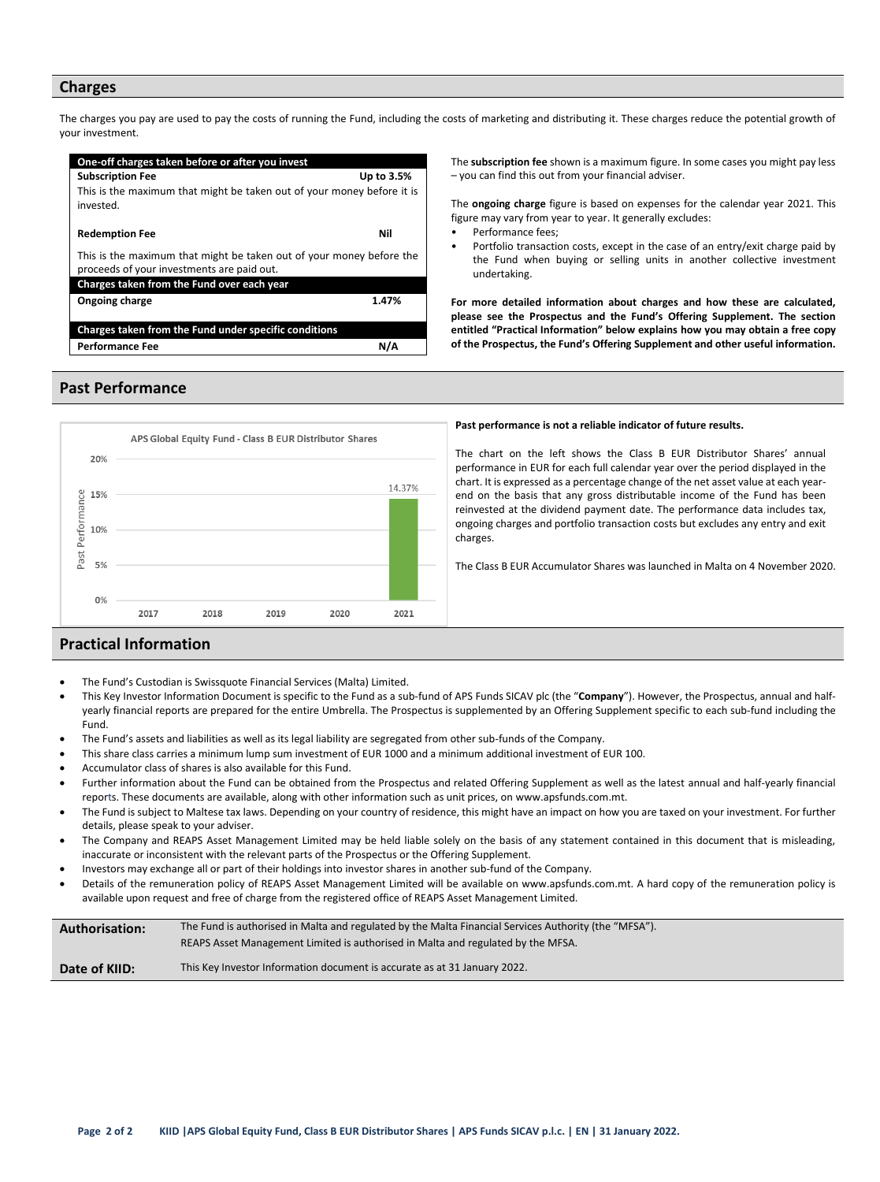## Charges

The charges you pay are used to pay the costs of running the Fund, including the costs of marketing and distributing it. These charges reduce the potential growth of your investment.

| One-off charges taken before or after you invest | |
|---|---|
| **Subscription Fee** | **Up to 3.5%** |
| This is the maximum that might be taken out of your money before it is invested. | |
| **Redemption Fee** | **Nil** |
| This is the maximum that might be taken out of your money before the proceeds of your investments are paid out. | |
| **Charges taken from the Fund over each year** | |
| **Ongoing charge** | **1.47%** |
| **Charges taken from the Fund under specific conditions** | |
| **Performance Fee** | **N/A** |

The **subscription fee** shown is a maximum figure. In some cases you might pay less – you can find this out from your financial adviser.

The **ongoing charge** figure is based on expenses for the calendar year 2021. This figure may vary from year to year. It generally excludes:

- Performance fees;
- Portfolio transaction costs, except in the case of an entry/exit charge paid by the Fund when buying or selling units in another collective investment undertaking.

**For more detailed information about charges and how these are calculated, please see the Prospectus and the Fund's Offering Supplement. The section entitled "Practical Information" below explains how you may obtain a free copy of the Prospectus, the Fund's Offering Supplement and other useful information.**

## Past Performance

APS Global Equity Fund - Class B EUR Distributor Shares

Past Performance

20%
15%
10%
5%
0%

2017 2018 2019 2020 2021

14.37%

**Past performance is not a reliable indicator of future results.**

The chart on the left shows the Class B EUR Distributor Shares' annual performance in EUR for each full calendar year over the period displayed in the chart. It is expressed as a percentage change of the net asset value at each year-end on the basis that any gross distributable income of the Fund has been reinvested at the dividend payment date. The performance data includes tax, ongoing charges and portfolio transaction costs but excludes any entry and exit charges.

The Class B EUR Accumulator Shares was launched in Malta on 4 November 2020.

## Practical Information

- The Fund's Custodian is Swissquote Financial Services (Malta) Limited.
- This Key Investor Information Document is specific to the Fund as a sub-fund of APS Funds SICAV plc (the "**Company**"). However, the Prospectus, annual and half-yearly financial reports are prepared for the entire Umbrella. The Prospectus is supplemented by an Offering Supplement specific to each sub-fund including the Fund.
- The Fund's assets and liabilities as well as its legal liability are segregated from other sub-funds of the Company.
- This share class carries a minimum lump sum investment of EUR 1000 and a minimum additional investment of EUR 100.
- Accumulator class of shares is also available for this Fund.
- Further information about the Fund can be obtained from the Prospectus and related Offering Supplement as well as the latest annual and half-yearly financial reports. These documents are available, along with other information such as unit prices, on www.apsfunds.com.mt.
- The Fund is subject to Maltese tax laws. Depending on your country of residence, this might have an impact on how you are taxed on your investment. For further details, please speak to your adviser.
- The Company and REAPS Asset Management Limited may be held liable solely on the basis of any statement contained in this document that is misleading, inaccurate or inconsistent with the relevant parts of the Prospectus or the Offering Supplement.
- Investors may exchange all or part of their holdings into investor shares in another sub-fund of the Company.
- Details of the remuneration policy of REAPS Asset Management Limited will be available on www.apsfunds.com.mt. A hard copy of the remuneration policy is available upon request and free of charge from the registered office of REAPS Asset Management Limited.

| | |
|---|---|
| **Authorisation:** | The Fund is authorised in Malta and regulated by the Malta Financial Services Authority (the "MFSA"). REAPS Asset Management Limited is authorised in Malta and regulated by the MFSA. |
| **Date of KIID:** | This Key Investor Information document is accurate as at 31 January 2022. |